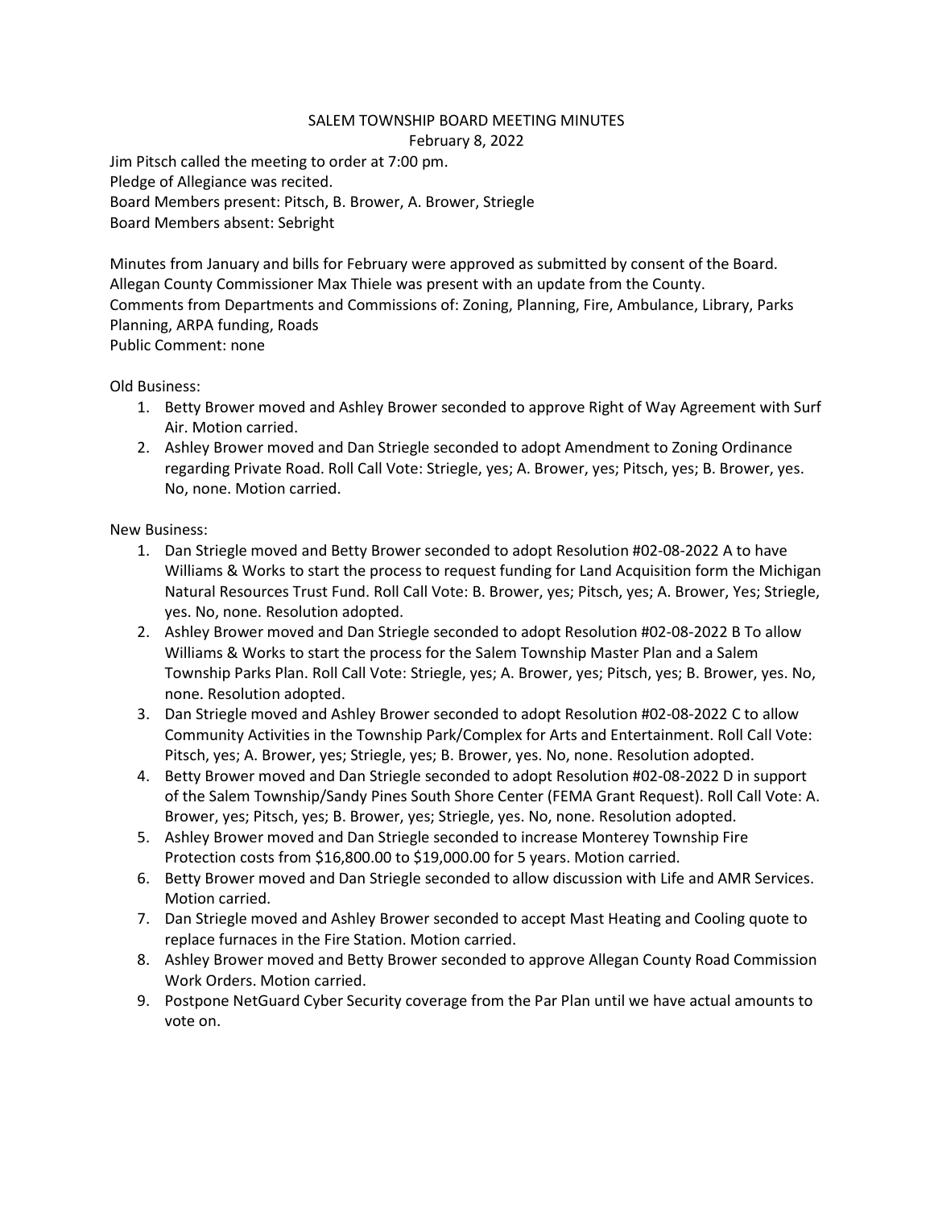# SALEM TOWNSHIP BOARD MEETING MINUTES

February 8, 2022

Jim Pitsch called the meeting to order at 7:00 pm.
Pledge of Allegiance was recited.
Board Members present: Pitsch, B. Brower, A. Brower, Striegle
Board Members absent: Sebright

Minutes from January and bills for February were approved as submitted by consent of the Board.
Allegan County Commissioner Max Thiele was present with an update from the County.
Comments from Departments and Commissions of: Zoning, Planning, Fire, Ambulance, Library, Parks Planning, ARPA funding, Roads
Public Comment: none

Old Business:

1. Betty Brower moved and Ashley Brower seconded to approve Right of Way Agreement with Surf Air. Motion carried.
2. Ashley Brower moved and Dan Striegle seconded to adopt Amendment to Zoning Ordinance regarding Private Road. Roll Call Vote: Striegle, yes; A. Brower, yes; Pitsch, yes; B. Brower, yes. No, none. Motion carried.

New Business:

1. Dan Striegle moved and Betty Brower seconded to adopt Resolution #02-08-2022 A to have Williams & Works to start the process to request funding for Land Acquisition form the Michigan Natural Resources Trust Fund. Roll Call Vote: B. Brower, yes; Pitsch, yes; A. Brower, Yes; Striegle, yes. No, none. Resolution adopted.
2. Ashley Brower moved and Dan Striegle seconded to adopt Resolution #02-08-2022 B To allow Williams & Works to start the process for the Salem Township Master Plan and a Salem Township Parks Plan. Roll Call Vote: Striegle, yes; A. Brower, yes; Pitsch, yes; B. Brower, yes. No, none. Resolution adopted.
3. Dan Striegle moved and Ashley Brower seconded to adopt Resolution #02-08-2022 C to allow Community Activities in the Township Park/Complex for Arts and Entertainment. Roll Call Vote: Pitsch, yes; A. Brower, yes; Striegle, yes; B. Brower, yes. No, none. Resolution adopted.
4. Betty Brower moved and Dan Striegle seconded to adopt Resolution #02-08-2022 D in support of the Salem Township/Sandy Pines South Shore Center (FEMA Grant Request). Roll Call Vote: A. Brower, yes; Pitsch, yes; B. Brower, yes; Striegle, yes. No, none. Resolution adopted.
5. Ashley Brower moved and Dan Striegle seconded to increase Monterey Township Fire Protection costs from $16,800.00 to $19,000.00 for 5 years. Motion carried.
6. Betty Brower moved and Dan Striegle seconded to allow discussion with Life and AMR Services. Motion carried.
7. Dan Striegle moved and Ashley Brower seconded to accept Mast Heating and Cooling quote to replace furnaces in the Fire Station. Motion carried.
8. Ashley Brower moved and Betty Brower seconded to approve Allegan County Road Commission Work Orders. Motion carried.
9. Postpone NetGuard Cyber Security coverage from the Par Plan until we have actual amounts to vote on.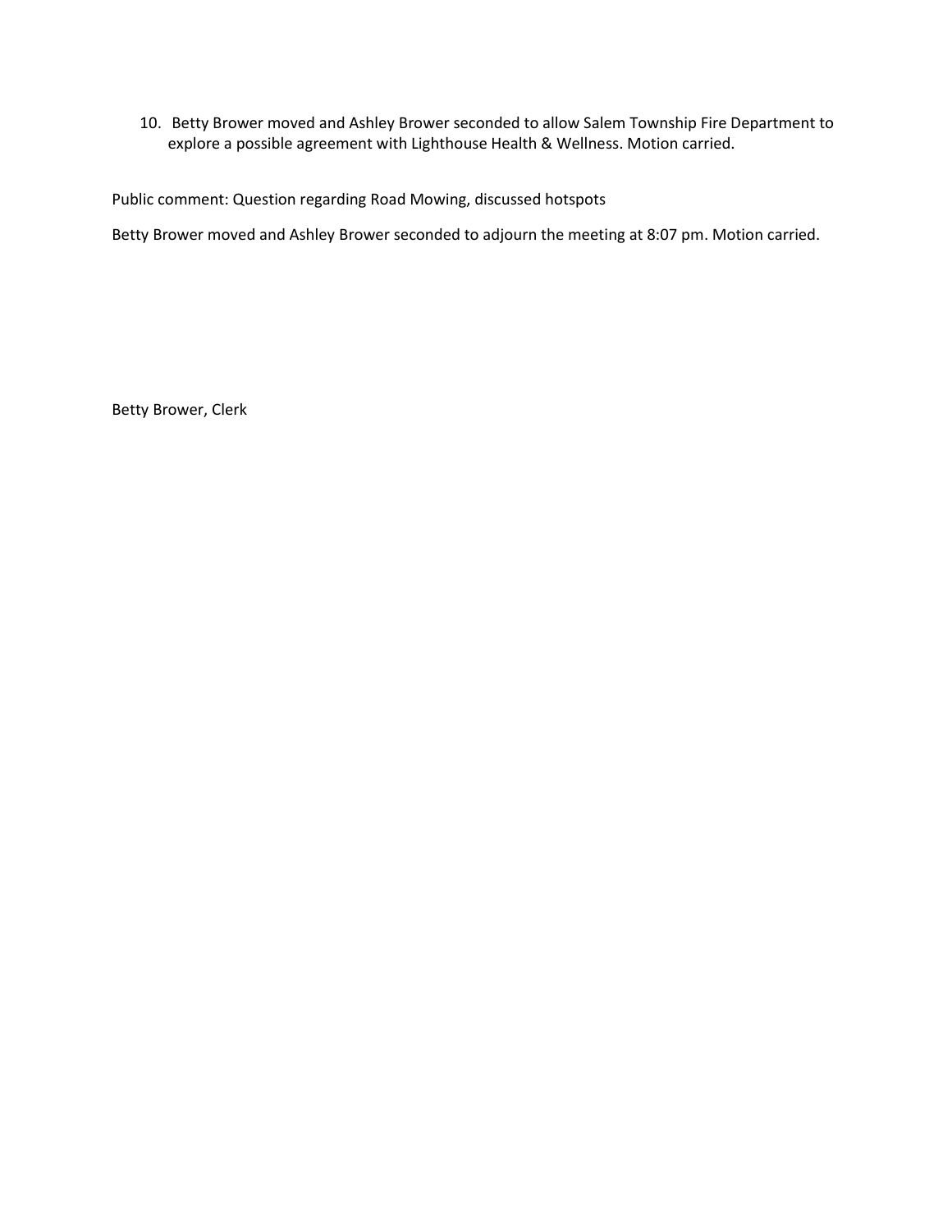10. Betty Brower moved and Ashley Brower seconded to allow Salem Township Fire Department to explore a possible agreement with Lighthouse Health & Wellness. Motion carried.

Public comment: Question regarding Road Mowing, discussed hotspots

Betty Brower moved and Ashley Brower seconded to adjourn the meeting at 8:07 pm. Motion carried.

Betty Brower, Clerk